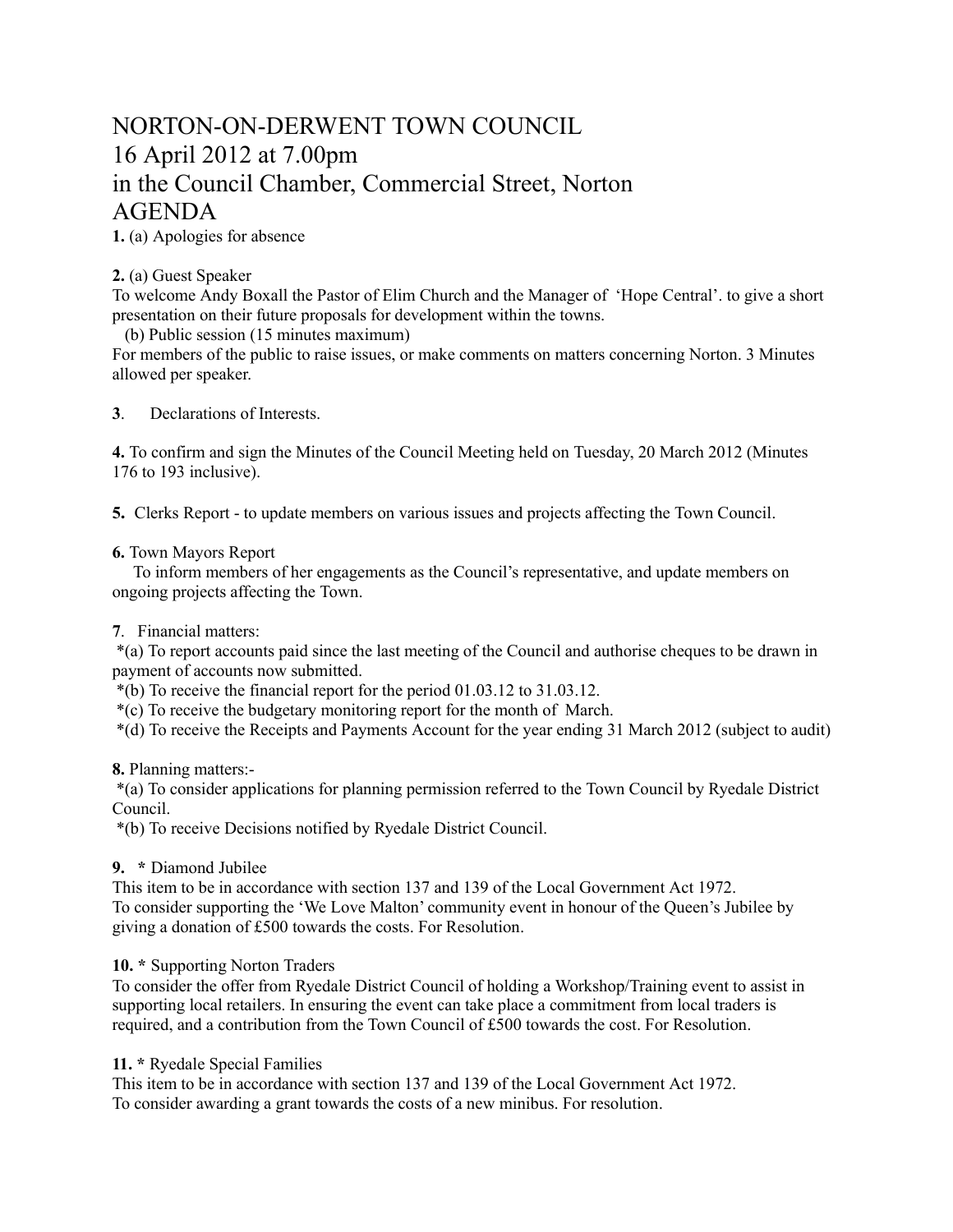# NORTON-ON-DERWENT TOWN COUNCIL
# 16 April 2012 at 7.00pm
# in the Council Chamber, Commercial Street, Norton
# AGENDA

**1.** (a) Apologies for absence

**2.** (a) Guest Speaker

To welcome Andy Boxall the Pastor of Elim Church and the Manager of 'Hope Central'. to give a short presentation on their future proposals for development within the towns.

(b) Public session (15 minutes maximum)

For members of the public to raise issues, or make comments on matters concerning Norton. 3 Minutes allowed per speaker.

**3**. Declarations of Interests.

**4.** To confirm and sign the Minutes of the Council Meeting held on Tuesday, 20 March 2012 (Minutes 176 to 193 inclusive).

**5.** Clerks Report - to update members on various issues and projects affecting the Town Council.

**6.** Town Mayors Report

To inform members of her engagements as the Council's representative, and update members on ongoing projects affecting the Town.

**7**. Financial matters:

*(a) To report accounts paid since the last meeting of the Council and authorise cheques to be drawn in payment of accounts now submitted.

*(b) To receive the financial report for the period 01.03.12 to 31.03.12.

*(c) To receive the budgetary monitoring report for the month of March.

*(d) To receive the Receipts and Payments Account for the year ending 31 March 2012 (subject to audit)

**8.** Planning matters:-

*(a) To consider applications for planning permission referred to the Town Council by Ryedale District Council.

*(b) To receive Decisions notified by Ryedale District Council.

**9. *** Diamond Jubilee

This item to be in accordance with section 137 and 139 of the Local Government Act 1972.

To consider supporting the 'We Love Malton' community event in honour of the Queen's Jubilee by giving a donation of £500 towards the costs. For Resolution.

**10. *** Supporting Norton Traders

To consider the offer from Ryedale District Council of holding a Workshop/Training event to assist in supporting local retailers. In ensuring the event can take place a commitment from local traders is required, and a contribution from the Town Council of £500 towards the cost. For Resolution.

**11. *** Ryedale Special Families

This item to be in accordance with section 137 and 139 of the Local Government Act 1972.

To consider awarding a grant towards the costs of a new minibus. For resolution.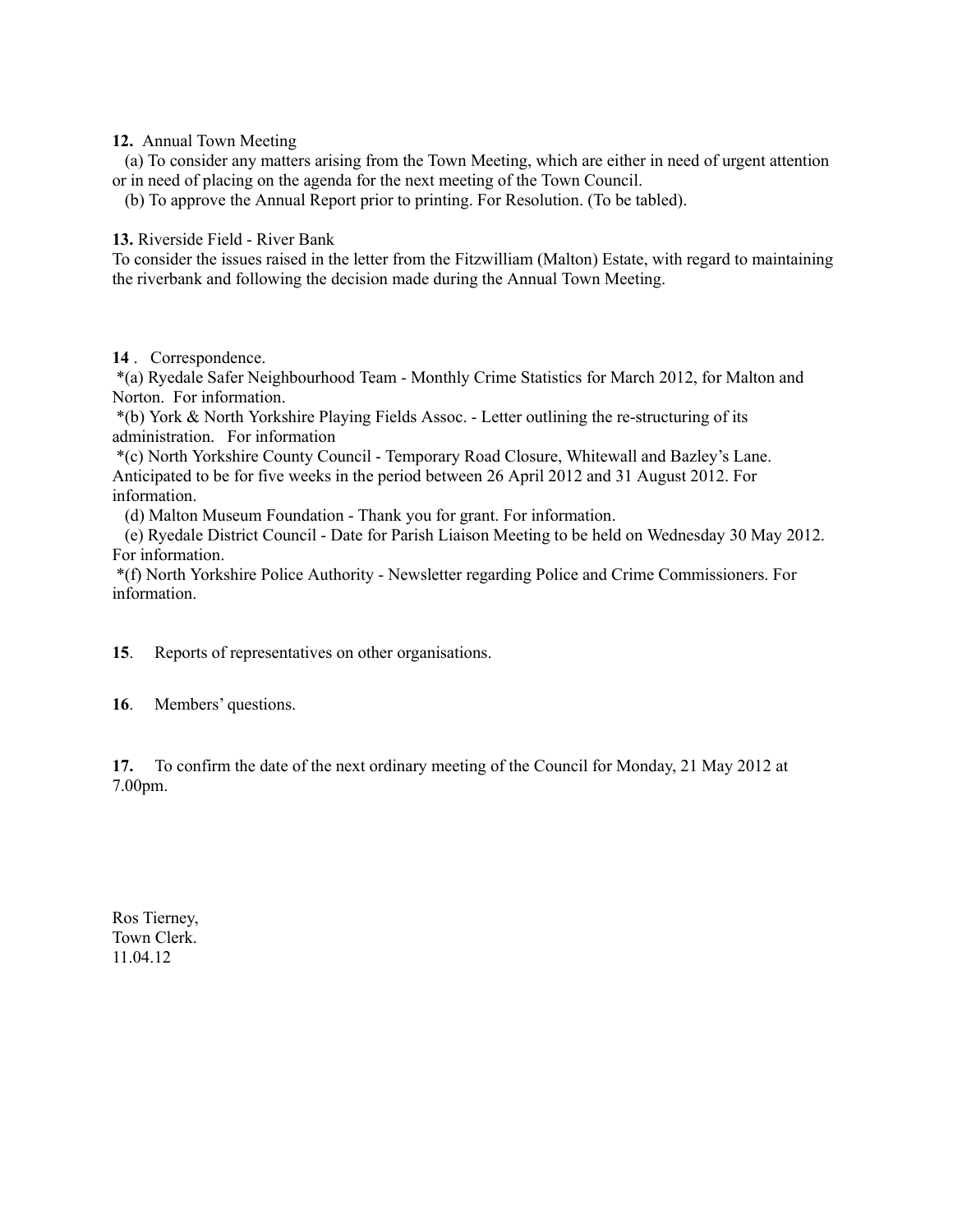**12.** Annual Town Meeting

(a) To consider any matters arising from the Town Meeting, which are either in need of urgent attention or in need of placing on the agenda for the next meeting of the Town Council.

(b) To approve the Annual Report prior to printing. For Resolution. (To be tabled).

**13.** Riverside Field - River Bank

To consider the issues raised in the letter from the Fitzwilliam (Malton) Estate, with regard to maintaining the riverbank and following the decision made during the Annual Town Meeting.

**14** . Correspondence.

*(a) Ryedale Safer Neighbourhood Team - Monthly Crime Statistics for March 2012, for Malton and Norton. For information.

*(b) York & North Yorkshire Playing Fields Assoc. - Letter outlining the re-structuring of its administration. For information

*(c) North Yorkshire County Council - Temporary Road Closure, Whitewall and Bazley's Lane. Anticipated to be for five weeks in the period between 26 April 2012 and 31 August 2012. For information.

(d) Malton Museum Foundation - Thank you for grant. For information.

(e) Ryedale District Council - Date for Parish Liaison Meeting to be held on Wednesday 30 May 2012. For information.

*(f) North Yorkshire Police Authority - Newsletter regarding Police and Crime Commissioners. For information.

**15**. Reports of representatives on other organisations.

**16**. Members' questions.

**17.** To confirm the date of the next ordinary meeting of the Council for Monday, 21 May 2012 at 7.00pm.

Ros Tierney,
Town Clerk.
11.04.12